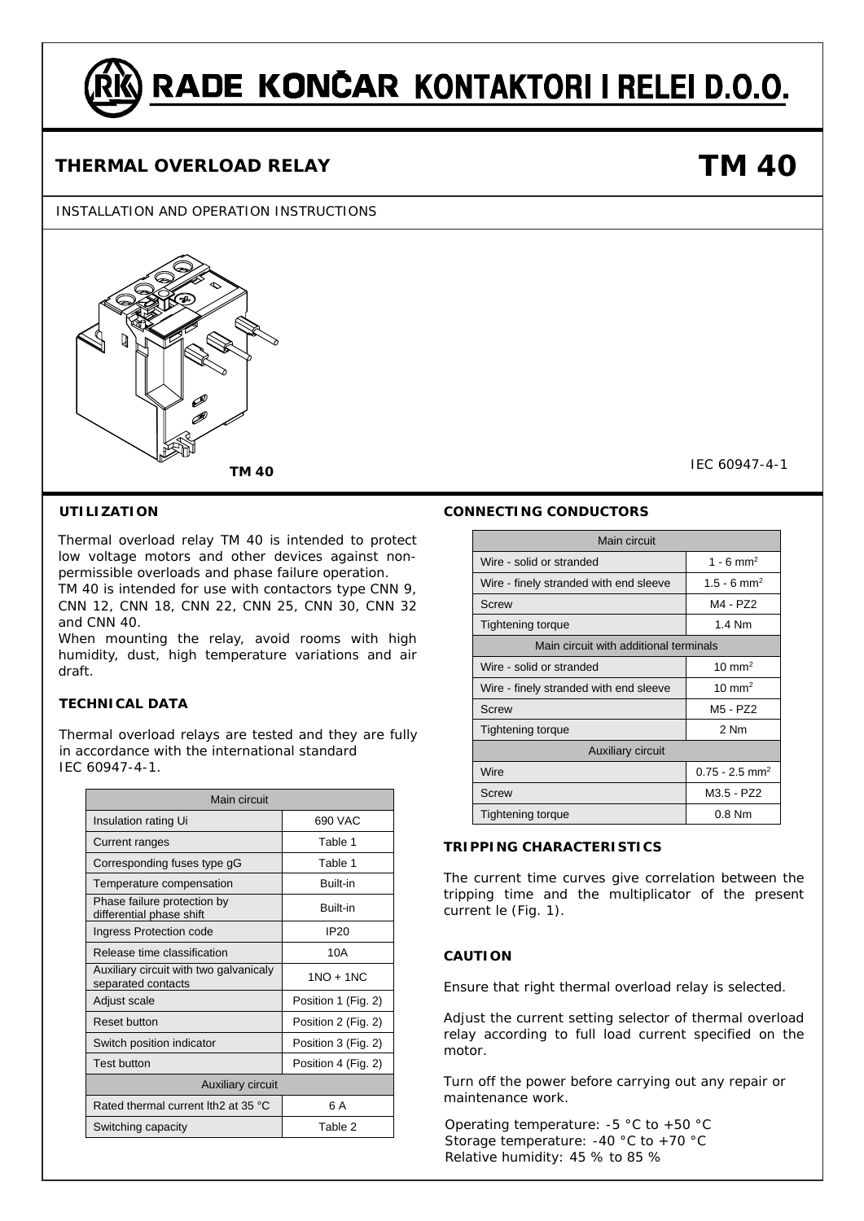# RADE KONČAR KONTAKTORI I RELEI D.O.O.

## THERMAL OVERLOAD RELAY

# TM 40

INSTALLATION AND OPERATION INSTRUCTIONS

**TM 40**

IEC 60947-4-1

### UTILIZATION

Thermal overload relay TM 40 is intended to protect low voltage motors and other devices against non-permissible overloads and phase failure operation.
TM 40 is intended for use with contactors type CNN 9, CNN 12, CNN 18, CNN 22, CNN 25, CNN 30, CNN 32 and CNN 40.
When mounting the relay, avoid rooms with high humidity, dust, high temperature variations and air draft.

### TECHNICAL DATA

Thermal overload relays are tested and they are fully in accordance with the international standard IEC 60947-4-1.

| Main circuit | |
|---|---|
| Insulation rating Ui | 690 VAC |
| Current ranges | Table 1 |
| Corresponding fuses type gG | Table 1 |
| Temperature compensation | Built-in |
| Phase failure protection by differential phase shift | Built-in |
| Ingress Protection code | IP20 |
| Release time classification | 10A |
| Auxiliary circuit with two galvanicaly separated contacts | 1NO + 1NC |
| Adjust scale | Position 1 (Fig. 2) |
| Reset button | Position 2 (Fig. 2) |
| Switch position indicator | Position 3 (Fig. 2) |
| Test button | Position 4 (Fig. 2) |
| **Auxiliary circuit** | |
| Rated thermal current Ith2 at 35 °C | 6 A |
| Switching capacity | Table 2 |

### CONNECTING CONDUCTORS

| Main circuit | |
|---|---|
| Wire - solid or stranded | 1 - 6 mm$^2$ |
| Wire - finely stranded with end sleeve | 1.5 - 6 mm$^2$ |
| Screw | M4 - PZ2 |
| Tightening torque | 1.4 Nm |
| **Main circuit with additional terminals** | |
| Wire - solid or stranded | 10 mm$^2$ |
| Wire - finely stranded with end sleeve | 10 mm$^2$ |
| Screw | M5 - PZ2 |
| Tightening torque | 2 Nm |
| **Auxiliary circuit** | |
| Wire | 0.75 - 2.5 mm$^2$ |
| Screw | M3.5 - PZ2 |
| Tightening torque | 0.8 Nm |

### TRIPPING CHARACTERISTICS

The current time curves give correlation between the tripping time and the multiplicator of the present current Ie (Fig. 1).

### CAUTION

Ensure that right thermal overload relay is selected.

Adjust the current setting selector of thermal overload relay according to full load current specified on the motor.

Turn off the power before carrying out any repair or maintenance work.

Operating temperature: -5 °C to +50 °C
Storage temperature: -40 °C to +70 °C
Relative humidity: 45 % to 85 %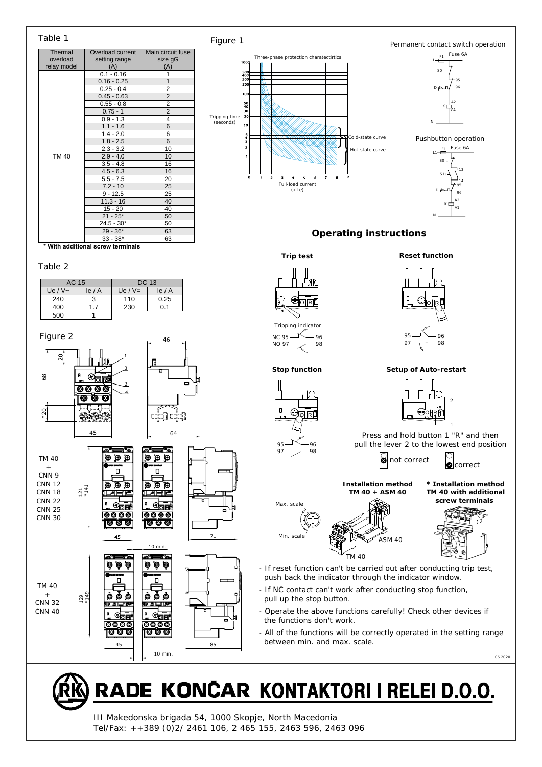Table 1

| Thermal overload relay model | Overload current setting range (A) | Main circuit fuse size gG (A) |
|---|---|---|
| TM 40 | 0.1 - 0.16 | 1 |
| | 0.16 - 0.25 | 1 |
| | 0.25 - 0.4 | 2 |
| | 0.45 - 0.63 | 2 |
| | 0.55 - 0.8 | 2 |
| | 0.75 - 1 | 2 |
| | 0.9 - 1.3 | 4 |
| | 1.1 - 1.6 | 6 |
| | 1.4 - 2.0 | 6 |
| | 1.8 - 2.5 | 6 |
| | 2.3 - 3.2 | 10 |
| | 2.9 - 4.0 | 10 |
| | 3.5 - 4.8 | 16 |
| | 4.5 - 6.3 | 16 |
| | 5.5 - 7.5 | 20 |
| | 7.2 - 10 | 25 |
| | 9 - 12.5 | 25 |
| | 11.3 - 16 | 40 |
| | 15 - 20 | 40 |
| | 21 - 25* | 50 |
| | 24.5 - 30* | 50 |
| | 29 - 36* | 63 |
| | 33 - 38* | 63 |

**\* With additional screw terminals**

Table 2

| AC 15 | | DC 13 | |
|---|---|---|---|
| Ue / V~ | Ie / A | Ue / V= | Ie / A |
| 240 | 3 | 110 | 0.25 |
| 400 | 1.7 | 230 | 0.1 |
| 500 | 1 | | |

Figure 1

Three-phase protection charatectirtics

Tripping time (seconds)

1000
500
400
300
200
100
50
40
30
20
10
5
4
3
2
1

0 1 2 3 4 5 6 7 8 9

Full-load current (x Ie)

Cold-state curve

Hot-state curve

Permanent contact switch operation

L1 F1 Fuse 6A S0 95 96 D K A2 A1 N

Pushbutton operation

L1 F1 Fuse 6A S0 S1 13 14 95 96 D K A2 A1 N

Figure 2

20 68 *20 45 46 64 1 3 2 4

TM 40 + CNN 9 CNN 12 CNN 18 CNN 22 CNN 25 CNN 30

121 *141 45 10 min. 71

TM 40 + CNN 32 CNN 40

129 *149 45 10 min. 85

## Operating instructions

**Trip test**

Tripping indicator

NC 95 — 96
NO 97 — 98

**Reset function**

95 — 96
97 — 98

**Stop function**

95 — 96
97 — 98

**Setup of Auto-restart**

2 1

Press and hold button 1 "R" and then pull the lever 2 to the lowest end position

not correct correct

Max. scale

Min. scale

**Installation method TM 40 + ASM 40**

ASM 40

TM 40

**\* Installation method TM 40 with additional screw terminals**

- If reset function can't be carried out after conducting trip test, push back the indicator through the indicator window.
- If NC contact can't work after conducting stop function, pull up the stop button.
- Operate the above functions carefully! Check other devices if the functions don't work.
- All of the functions will be correctly operated in the setting range between min. and max. scale.

06.2020

# RADE KONČAR KONTAKTORI I RELEI D.O.O.

III Makedonska brigada 54, 1000 Skopje, North Macedonia
Tel/Fax: ++389 (0)2/ 2461 106, 2 465 155, 2463 596, 2463 096